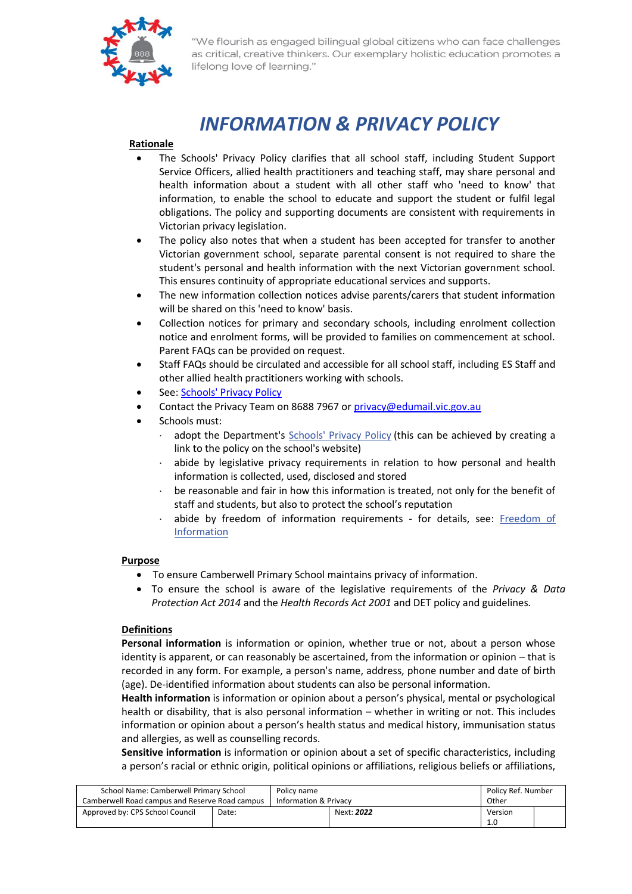"We flourish as engaged bilingual global citizens who can face challenges as critical, creative thinkers. Our exemplary holistic education promotes a lifelong love of learning."

# *INFORMATION & PRIVACY POLICY*

## Rationale

- The Schools' Privacy Policy clarifies that all school staff, including Student Support Service Officers, allied health practitioners and teaching staff, may share personal and health information about a student with all other staff who 'need to know' that information, to enable the school to educate and support the student or fulfil legal obligations. The policy and supporting documents are consistent with requirements in Victorian privacy legislation.
- The policy also notes that when a student has been accepted for transfer to another Victorian government school, separate parental consent is not required to share the student's personal and health information with the next Victorian government school. This ensures continuity of appropriate educational services and supports.
- The new information collection notices advise parents/carers that student information will be shared on this 'need to know' basis.
- Collection notices for primary and secondary schools, including enrolment collection notice and enrolment forms, will be provided to families on commencement at school. Parent FAQs can be provided on request.
- Staff FAQs should be circulated and accessible for all school staff, including ES Staff and other allied health practitioners working with schools.
- See: Schools' Privacy Policy
- Contact the Privacy Team on 8688 7967 or privacy@edumail.vic.gov.au
- Schools must:
  - adopt the Department's Schools' Privacy Policy (this can be achieved by creating a link to the policy on the school's website)
  - abide by legislative privacy requirements in relation to how personal and health information is collected, used, disclosed and stored
  - be reasonable and fair in how this information is treated, not only for the benefit of staff and students, but also to protect the school's reputation
  - abide by freedom of information requirements - for details, see: Freedom of Information

## Purpose

- To ensure Camberwell Primary School maintains privacy of information.
- To ensure the school is aware of the legislative requirements of the *Privacy & Data Protection Act 2014* and the *Health Records Act 2001* and DET policy and guidelines.

## Definitions

**Personal information** is information or opinion, whether true or not, about a person whose identity is apparent, or can reasonably be ascertained, from the information or opinion – that is recorded in any form. For example, a person's name, address, phone number and date of birth (age). De-identified information about students can also be personal information.

**Health information** is information or opinion about a person's physical, mental or psychological health or disability, that is also personal information – whether in writing or not. This includes information or opinion about a person's health status and medical history, immunisation status and allergies, as well as counselling records.

**Sensitive information** is information or opinion about a set of specific characteristics, including a person's racial or ethnic origin, political opinions or affiliations, religious beliefs or affiliations,

| School Name: Camberwell Primary School Camberwell Road campus and Reserve Road campus | | Policy name Information & Privacy | | Policy Ref. Number Other | |
|---|---|---|---|---|---|
| Approved by: CPS School Council | Date: | | Next: ***2022*** | Version 1.0 | |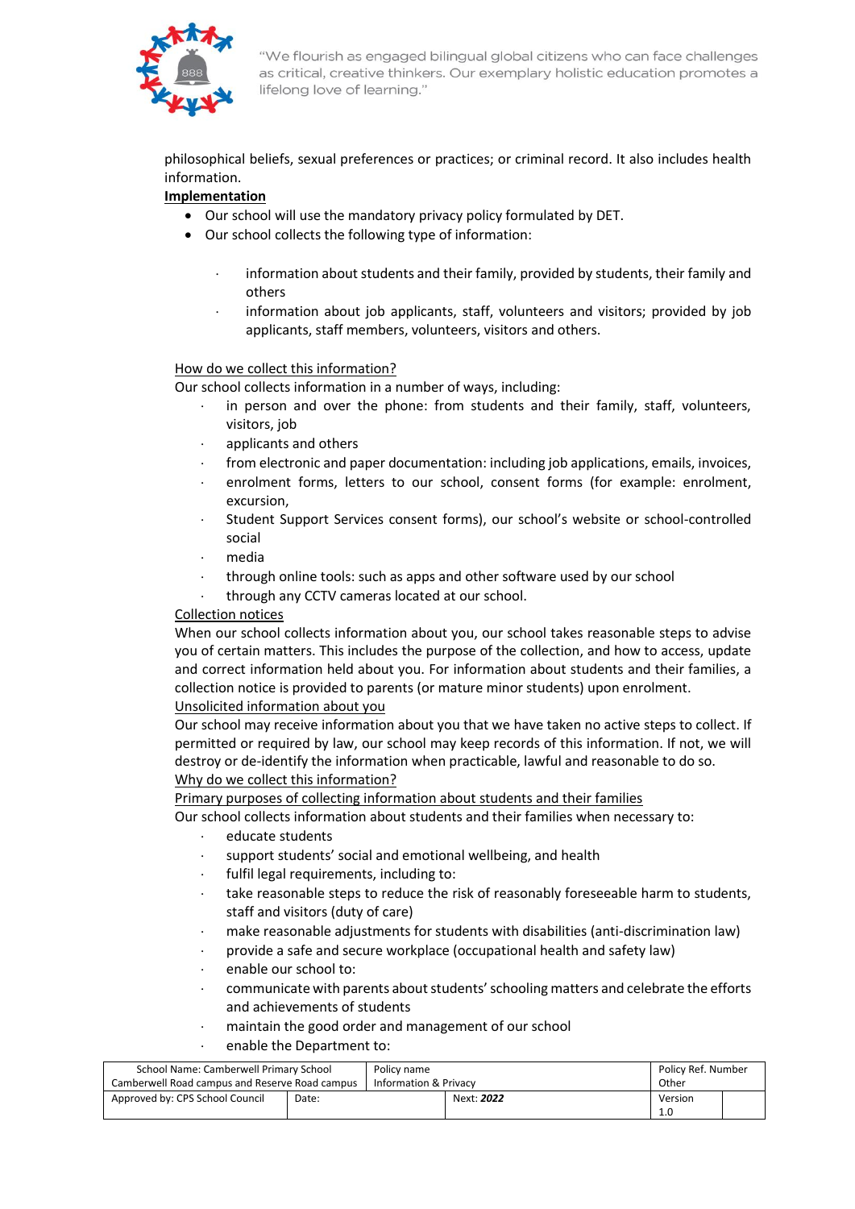philosophical beliefs, sexual preferences or practices; or criminal record. It also includes health information.

**Implementation**

- Our school will use the mandatory privacy policy formulated by DET.
- Our school collects the following type of information:
  - information about students and their family, provided by students, their family and others
  - information about job applicants, staff, volunteers and visitors; provided by job applicants, staff members, volunteers, visitors and others.

How do we collect this information?

Our school collects information in a number of ways, including:

- in person and over the phone: from students and their family, staff, volunteers, visitors, job
- applicants and others
- from electronic and paper documentation: including job applications, emails, invoices,
- enrolment forms, letters to our school, consent forms (for example: enrolment, excursion,
- Student Support Services consent forms), our school's website or school-controlled social
- media
- through online tools: such as apps and other software used by our school
- through any CCTV cameras located at our school.

Collection notices

When our school collects information about you, our school takes reasonable steps to advise you of certain matters. This includes the purpose of the collection, and how to access, update and correct information held about you. For information about students and their families, a collection notice is provided to parents (or mature minor students) upon enrolment.

Unsolicited information about you

Our school may receive information about you that we have taken no active steps to collect. If permitted or required by law, our school may keep records of this information. If not, we will destroy or de-identify the information when practicable, lawful and reasonable to do so.

Why do we collect this information?

Primary purposes of collecting information about students and their families

Our school collects information about students and their families when necessary to:

- educate students
- support students' social and emotional wellbeing, and health
- fulfil legal requirements, including to:
- take reasonable steps to reduce the risk of reasonably foreseeable harm to students, staff and visitors (duty of care)
- make reasonable adjustments for students with disabilities (anti-discrimination law)
- provide a safe and secure workplace (occupational health and safety law)
- enable our school to:
- communicate with parents about students' schooling matters and celebrate the efforts and achievements of students
- maintain the good order and management of our school
- enable the Department to: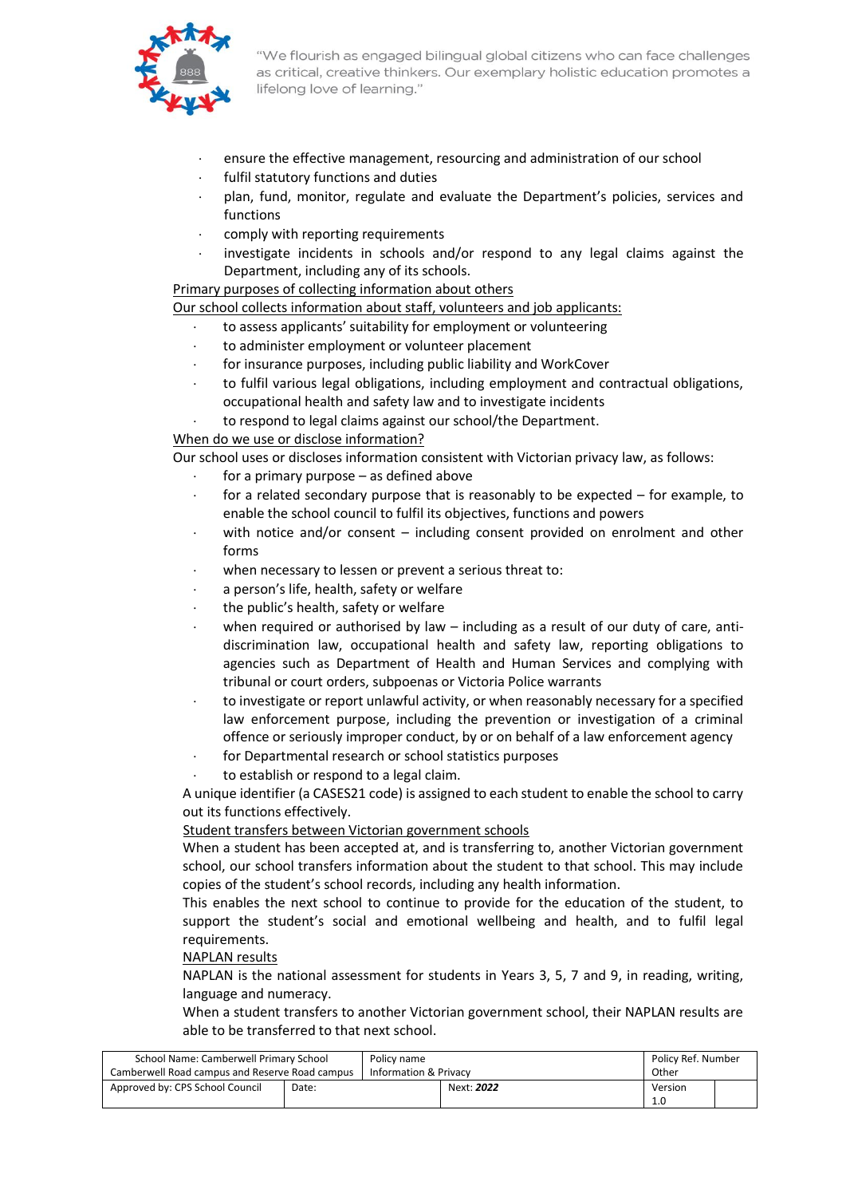- ensure the effective management, resourcing and administration of our school
- fulfil statutory functions and duties
- plan, fund, monitor, regulate and evaluate the Department's policies, services and functions
- comply with reporting requirements
- investigate incidents in schools and/or respond to any legal claims against the Department, including any of its schools.

Primary purposes of collecting information about others

Our school collects information about staff, volunteers and job applicants:

- to assess applicants' suitability for employment or volunteering
- to administer employment or volunteer placement
- for insurance purposes, including public liability and WorkCover
- to fulfil various legal obligations, including employment and contractual obligations, occupational health and safety law and to investigate incidents
- to respond to legal claims against our school/the Department.

When do we use or disclose information?

Our school uses or discloses information consistent with Victorian privacy law, as follows:

- for a primary purpose – as defined above
- for a related secondary purpose that is reasonably to be expected – for example, to enable the school council to fulfil its objectives, functions and powers
- with notice and/or consent – including consent provided on enrolment and other forms
- when necessary to lessen or prevent a serious threat to:
- a person's life, health, safety or welfare
- the public's health, safety or welfare
- when required or authorised by law – including as a result of our duty of care, anti-discrimination law, occupational health and safety law, reporting obligations to agencies such as Department of Health and Human Services and complying with tribunal or court orders, subpoenas or Victoria Police warrants
- to investigate or report unlawful activity, or when reasonably necessary for a specified law enforcement purpose, including the prevention or investigation of a criminal offence or seriously improper conduct, by or on behalf of a law enforcement agency
- for Departmental research or school statistics purposes
- to establish or respond to a legal claim.

A unique identifier (a CASES21 code) is assigned to each student to enable the school to carry out its functions effectively.

Student transfers between Victorian government schools

When a student has been accepted at, and is transferring to, another Victorian government school, our school transfers information about the student to that school. This may include copies of the student's school records, including any health information.

This enables the next school to continue to provide for the education of the student, to support the student's social and emotional wellbeing and health, and to fulfil legal requirements.

NAPLAN results

NAPLAN is the national assessment for students in Years 3, 5, 7 and 9, in reading, writing, language and numeracy.

When a student transfers to another Victorian government school, their NAPLAN results are able to be transferred to that next school.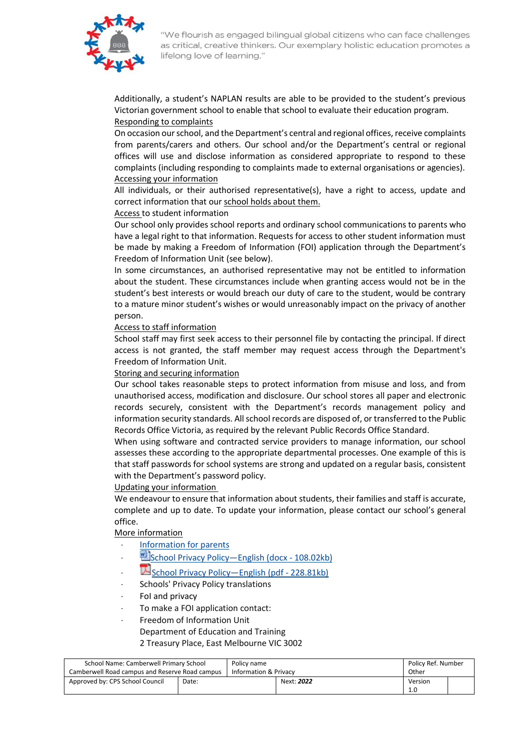Additionally, a student's NAPLAN results are able to be provided to the student's previous Victorian government school to enable that school to evaluate their education program.

Responding to complaints

On occasion our school, and the Department's central and regional offices, receive complaints from parents/carers and others. Our school and/or the Department's central or regional offices will use and disclose information as considered appropriate to respond to these complaints (including responding to complaints made to external organisations or agencies).

Accessing your information

All individuals, or their authorised representative(s), have a right to access, update and correct information that our school holds about them.

Access to student information

Our school only provides school reports and ordinary school communications to parents who have a legal right to that information. Requests for access to other student information must be made by making a Freedom of Information (FOI) application through the Department's Freedom of Information Unit (see below).

In some circumstances, an authorised representative may not be entitled to information about the student. These circumstances include when granting access would not be in the student's best interests or would breach our duty of care to the student, would be contrary to a mature minor student's wishes or would unreasonably impact on the privacy of another person.

Access to staff information

School staff may first seek access to their personnel file by contacting the principal. If direct access is not granted, the staff member may request access through the Department's Freedom of Information Unit.

Storing and securing information

Our school takes reasonable steps to protect information from misuse and loss, and from unauthorised access, modification and disclosure. Our school stores all paper and electronic records securely, consistent with the Department's records management policy and information security standards. All school records are disposed of, or transferred to the Public Records Office Victoria, as required by the relevant Public Records Office Standard.

When using software and contracted service providers to manage information, our school assesses these according to the appropriate departmental processes. One example of this is that staff passwords for school systems are strong and updated on a regular basis, consistent with the Department's password policy.

Updating your information

We endeavour to ensure that information about students, their families and staff is accurate, complete and up to date. To update your information, please contact our school's general office.

More information

- Information for parents
- School Privacy Policy—English (docx - 108.02kb)
- School Privacy Policy—English (pdf - 228.81kb)
- Schools' Privacy Policy translations
- FoI and privacy
- To make a FOI application contact:
- Freedom of Information Unit
  Department of Education and Training
  2 Treasury Place, East Melbourne VIC 3002

| School Name: Camberwell Primary School<br>Camberwell Road campus and Reserve Road campus | | Policy name<br>Information & Privacy | | Policy Ref. Number<br>Other | |
|---|---|---|---|---|---|
| Approved by: CPS School Council | Date: | | Next: ***2022*** | Version<br>1.0 | |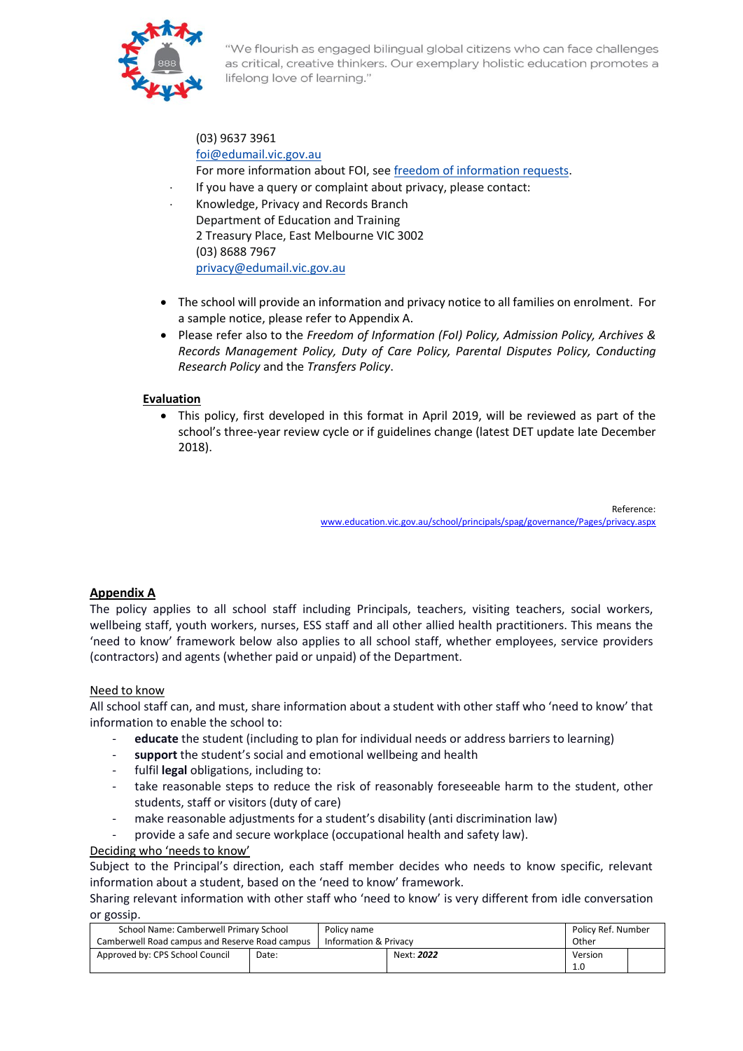(03) 9637 3961
foi@edumail.vic.gov.au
For more information about FOI, see freedom of information requests.

- If you have a query or complaint about privacy, please contact:
- Knowledge, Privacy and Records Branch
  Department of Education and Training
  2 Treasury Place, East Melbourne VIC 3002
  (03) 8688 7967
  privacy@edumail.vic.gov.au

- The school will provide an information and privacy notice to all families on enrolment. For a sample notice, please refer to Appendix A.
- Please refer also to the *Freedom of Information (FoI) Policy, Admission Policy, Archives & Records Management Policy, Duty of Care Policy, Parental Disputes Policy, Conducting Research Policy* and the *Transfers Policy*.

**Evaluation**

- This policy, first developed in this format in April 2019, will be reviewed as part of the school's three-year review cycle or if guidelines change (latest DET update late December 2018).

Reference:
www.education.vic.gov.au/school/principals/spag/governance/Pages/privacy.aspx

**Appendix A**

The policy applies to all school staff including Principals, teachers, visiting teachers, social workers, wellbeing staff, youth workers, nurses, ESS staff and all other allied health practitioners. This means the 'need to know' framework below also applies to all school staff, whether employees, service providers (contractors) and agents (whether paid or unpaid) of the Department.

Need to know

All school staff can, and must, share information about a student with other staff who 'need to know' that information to enable the school to:

- **educate** the student (including to plan for individual needs or address barriers to learning)
- **support** the student's social and emotional wellbeing and health
- fulfil **legal** obligations, including to:
- take reasonable steps to reduce the risk of reasonably foreseeable harm to the student, other students, staff or visitors (duty of care)
- make reasonable adjustments for a student's disability (anti discrimination law)
- provide a safe and secure workplace (occupational health and safety law).

Deciding who 'needs to know'

Subject to the Principal's direction, each staff member decides who needs to know specific, relevant information about a student, based on the 'need to know' framework.

Sharing relevant information with other staff who 'need to know' is very different from idle conversation or gossip.

| School Name: Camberwell Primary School Camberwell Road campus and Reserve Road campus | | Policy name Information & Privacy | | Policy Ref. Number Other | |
|---|---|---|---|---|---|
| Approved by: CPS School Council | Date: | | Next: ***2022*** | Version 1.0 | |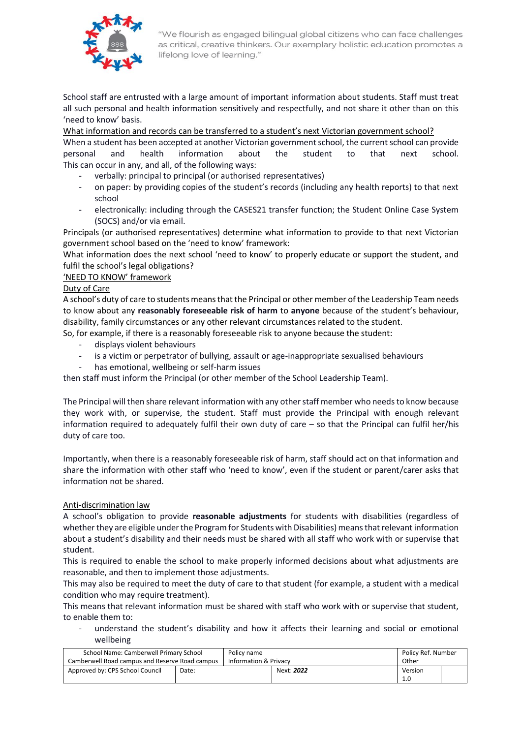School staff are entrusted with a large amount of important information about students. Staff must treat all such personal and health information sensitively and respectfully, and not share it other than on this 'need to know' basis.

What information and records can be transferred to a student's next Victorian government school?

When a student has been accepted at another Victorian government school, the current school can provide personal and health information about the student to that next school. This can occur in any, and all, of the following ways:

- verbally: principal to principal (or authorised representatives)
- on paper: by providing copies of the student's records (including any health reports) to that next school
- electronically: including through the CASES21 transfer function; the Student Online Case System (SOCS) and/or via email.

Principals (or authorised representatives) determine what information to provide to that next Victorian government school based on the 'need to know' framework:

What information does the next school 'need to know' to properly educate or support the student, and fulfil the school's legal obligations?

'NEED TO KNOW' framework

Duty of Care

A school's duty of care to students means that the Principal or other member of the Leadership Team needs to know about any **reasonably foreseeable risk of harm** to **anyone** because of the student's behaviour, disability, family circumstances or any other relevant circumstances related to the student.

So, for example, if there is a reasonably foreseeable risk to anyone because the student:

- displays violent behaviours
- is a victim or perpetrator of bullying, assault or age-inappropriate sexualised behaviours
- has emotional, wellbeing or self-harm issues

then staff must inform the Principal (or other member of the School Leadership Team).

The Principal will then share relevant information with any other staff member who needs to know because they work with, or supervise, the student. Staff must provide the Principal with enough relevant information required to adequately fulfil their own duty of care – so that the Principal can fulfil her/his duty of care too.

Importantly, when there is a reasonably foreseeable risk of harm, staff should act on that information and share the information with other staff who 'need to know', even if the student or parent/carer asks that information not be shared.

Anti-discrimination law

A school's obligation to provide **reasonable adjustments** for students with disabilities (regardless of whether they are eligible under the Program for Students with Disabilities) means that relevant information about a student's disability and their needs must be shared with all staff who work with or supervise that student.

This is required to enable the school to make properly informed decisions about what adjustments are reasonable, and then to implement those adjustments.

This may also be required to meet the duty of care to that student (for example, a student with a medical condition who may require treatment).

This means that relevant information must be shared with staff who work with or supervise that student, to enable them to:

- understand the student's disability and how it affects their learning and social or emotional wellbeing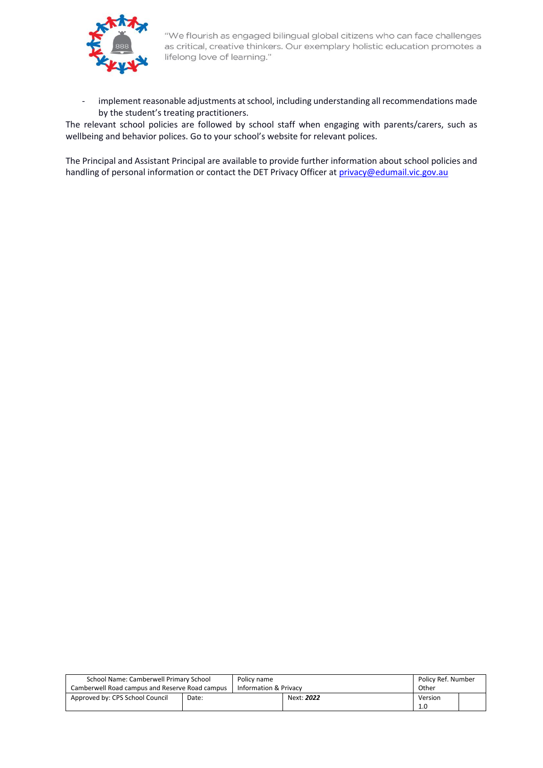- implement reasonable adjustments at school, including understanding all recommendations made by the student's treating practitioners.

The relevant school policies are followed by school staff when engaging with parents/carers, such as wellbeing and behavior polices. Go to your school's website for relevant polices.

The Principal and Assistant Principal are available to provide further information about school policies and handling of personal information or contact the DET Privacy Officer at privacy@edumail.vic.gov.au